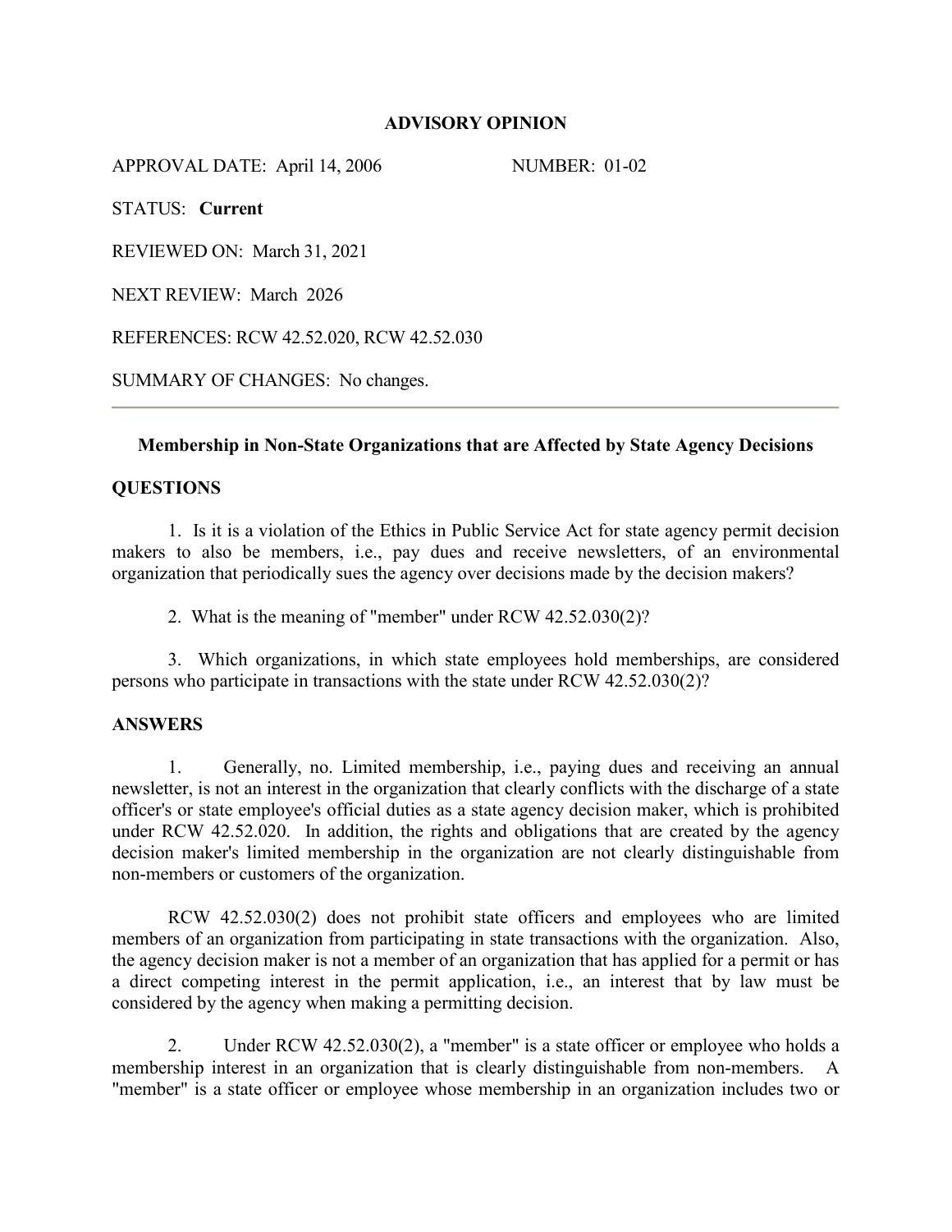## ADVISORY OPINION

APPROVAL DATE: April 14, 2006 NUMBER: 01-02

STATUS: **Current**

REVIEWED ON: March 31, 2021

NEXT REVIEW: March 2026

REFERENCES: RCW 42.52.020, RCW 42.52.030

SUMMARY OF CHANGES: No changes.

---

### Membership in Non-State Organizations that are Affected by State Agency Decisions

### QUESTIONS

1. Is it is a violation of the Ethics in Public Service Act for state agency permit decision makers to also be members, i.e., pay dues and receive newsletters, of an environmental organization that periodically sues the agency over decisions made by the decision makers?

2. What is the meaning of "member" under RCW 42.52.030(2)?

3. Which organizations, in which state employees hold memberships, are considered persons who participate in transactions with the state under RCW 42.52.030(2)?

### ANSWERS

1. Generally, no. Limited membership, i.e., paying dues and receiving an annual newsletter, is not an interest in the organization that clearly conflicts with the discharge of a state officer's or state employee's official duties as a state agency decision maker, which is prohibited under RCW 42.52.020. In addition, the rights and obligations that are created by the agency decision maker's limited membership in the organization are not clearly distinguishable from non-members or customers of the organization.

RCW 42.52.030(2) does not prohibit state officers and employees who are limited members of an organization from participating in state transactions with the organization. Also, the agency decision maker is not a member of an organization that has applied for a permit or has a direct competing interest in the permit application, i.e., an interest that by law must be considered by the agency when making a permitting decision.

2. Under RCW 42.52.030(2), a "member" is a state officer or employee who holds a membership interest in an organization that is clearly distinguishable from non-members. A "member" is a state officer or employee whose membership in an organization includes two or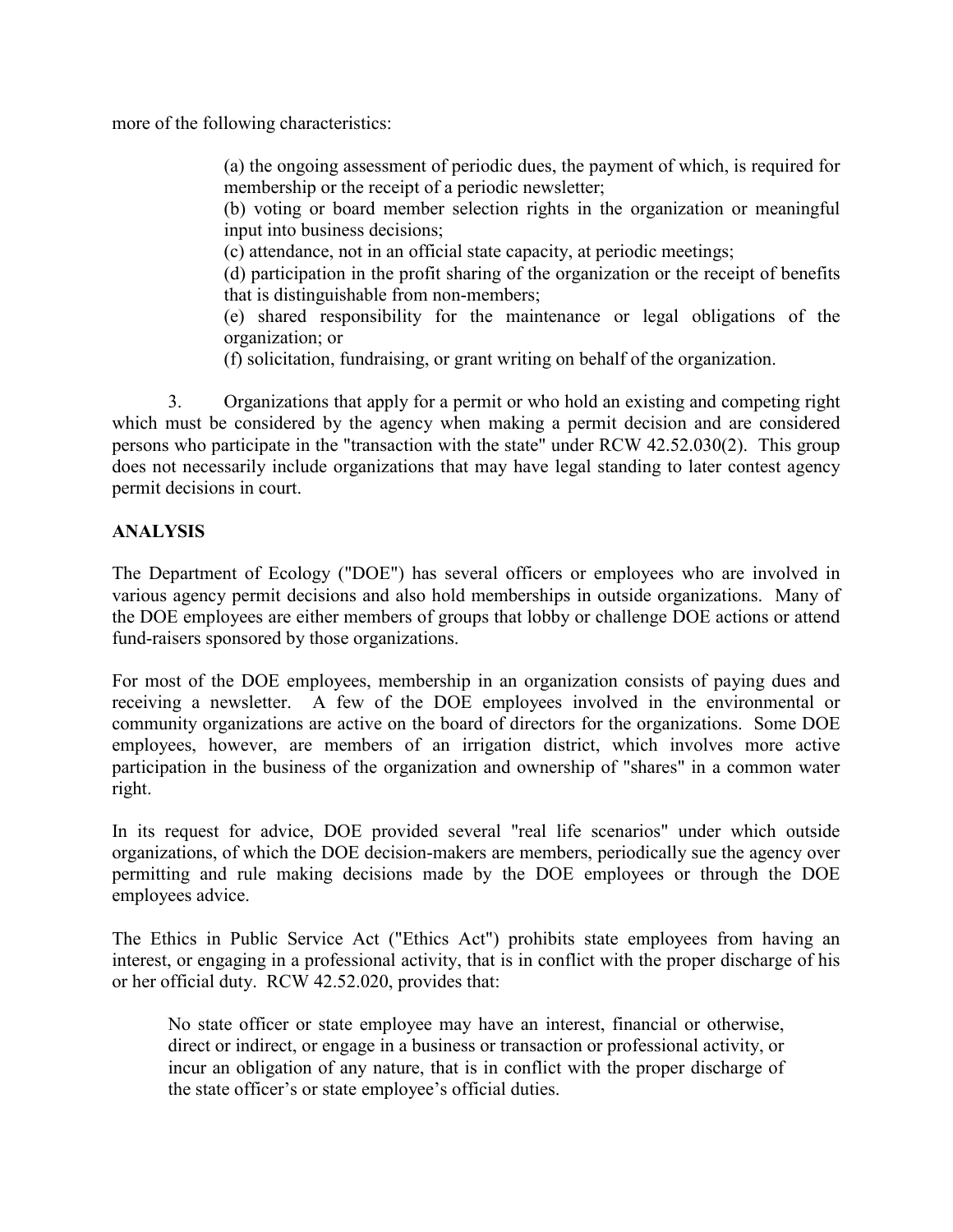more of the following characteristics:

> (a) the ongoing assessment of periodic dues, the payment of which, is required for membership or the receipt of a periodic newsletter;
> (b) voting or board member selection rights in the organization or meaningful input into business decisions;
> (c) attendance, not in an official state capacity, at periodic meetings;
> (d) participation in the profit sharing of the organization or the receipt of benefits that is distinguishable from non-members;
> (e) shared responsibility for the maintenance or legal obligations of the organization; or
> (f) solicitation, fundraising, or grant writing on behalf of the organization.

3. Organizations that apply for a permit or who hold an existing and competing right which must be considered by the agency when making a permit decision and are considered persons who participate in the "transaction with the state" under RCW 42.52.030(2). This group does not necessarily include organizations that may have legal standing to later contest agency permit decisions in court.

**ANALYSIS**

The Department of Ecology ("DOE") has several officers or employees who are involved in various agency permit decisions and also hold memberships in outside organizations. Many of the DOE employees are either members of groups that lobby or challenge DOE actions or attend fund-raisers sponsored by those organizations.

For most of the DOE employees, membership in an organization consists of paying dues and receiving a newsletter. A few of the DOE employees involved in the environmental or community organizations are active on the board of directors for the organizations. Some DOE employees, however, are members of an irrigation district, which involves more active participation in the business of the organization and ownership of "shares" in a common water right.

In its request for advice, DOE provided several "real life scenarios" under which outside organizations, of which the DOE decision-makers are members, periodically sue the agency over permitting and rule making decisions made by the DOE employees or through the DOE employees advice.

The Ethics in Public Service Act ("Ethics Act") prohibits state employees from having an interest, or engaging in a professional activity, that is in conflict with the proper discharge of his or her official duty. RCW 42.52.020, provides that:

> No state officer or state employee may have an interest, financial or otherwise, direct or indirect, or engage in a business or transaction or professional activity, or incur an obligation of any nature, that is in conflict with the proper discharge of the state officer's or state employee's official duties.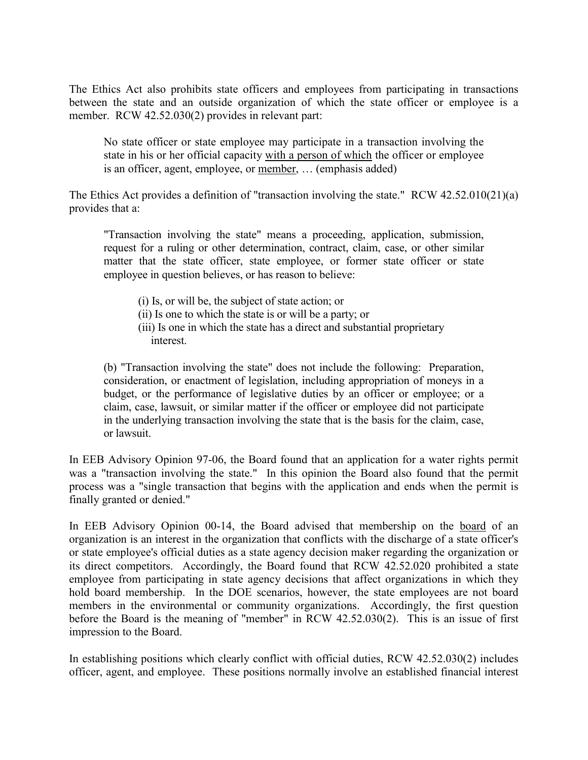The Ethics Act also prohibits state officers and employees from participating in transactions between the state and an outside organization of which the state officer or employee is a member. RCW 42.52.030(2) provides in relevant part:

> No state officer or state employee may participate in a transaction involving the state in his or her official capacity <u>with a person of which</u> the officer or employee is an officer, agent, employee, or <u>member</u>, … (emphasis added)

The Ethics Act provides a definition of "transaction involving the state." RCW 42.52.010(21)(a) provides that a:

> "Transaction involving the state" means a proceeding, application, submission, request for a ruling or other determination, contract, claim, case, or other similar matter that the state officer, state employee, or former state officer or state employee in question believes, or has reason to believe:
>
> (i) Is, or will be, the subject of state action; or
> (ii) Is one to which the state is or will be a party; or
> (iii) Is one in which the state has a direct and substantial proprietary interest.
>
> (b) "Transaction involving the state" does not include the following: Preparation, consideration, or enactment of legislation, including appropriation of moneys in a budget, or the performance of legislative duties by an officer or employee; or a claim, case, lawsuit, or similar matter if the officer or employee did not participate in the underlying transaction involving the state that is the basis for the claim, case, or lawsuit.

In EEB Advisory Opinion 97-06, the Board found that an application for a water rights permit was a "transaction involving the state." In this opinion the Board also found that the permit process was a "single transaction that begins with the application and ends when the permit is finally granted or denied."

In EEB Advisory Opinion 00-14, the Board advised that membership on the <u>board</u> of an organization is an interest in the organization that conflicts with the discharge of a state officer's or state employee's official duties as a state agency decision maker regarding the organization or its direct competitors. Accordingly, the Board found that RCW 42.52.020 prohibited a state employee from participating in state agency decisions that affect organizations in which they hold board membership. In the DOE scenarios, however, the state employees are not board members in the environmental or community organizations. Accordingly, the first question before the Board is the meaning of "member" in RCW 42.52.030(2). This is an issue of first impression to the Board.

In establishing positions which clearly conflict with official duties, RCW 42.52.030(2) includes officer, agent, and employee. These positions normally involve an established financial interest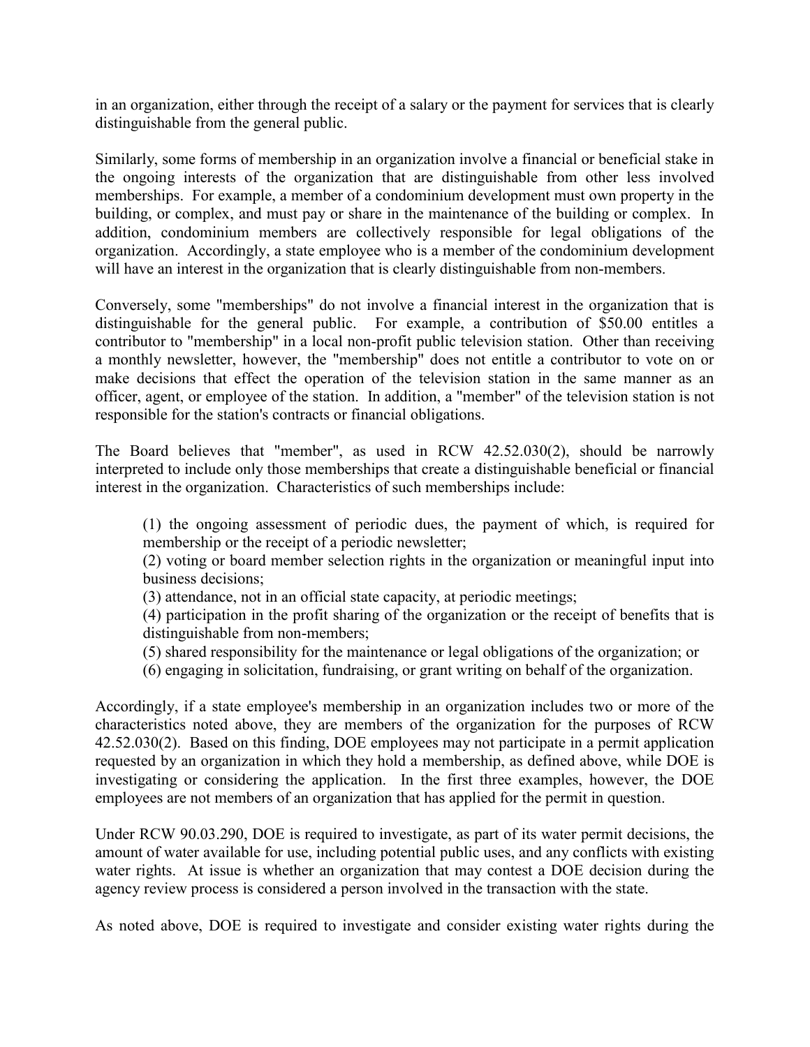in an organization, either through the receipt of a salary or the payment for services that is clearly distinguishable from the general public.

Similarly, some forms of membership in an organization involve a financial or beneficial stake in the ongoing interests of the organization that are distinguishable from other less involved memberships. For example, a member of a condominium development must own property in the building, or complex, and must pay or share in the maintenance of the building or complex. In addition, condominium members are collectively responsible for legal obligations of the organization. Accordingly, a state employee who is a member of the condominium development will have an interest in the organization that is clearly distinguishable from non-members.

Conversely, some "memberships" do not involve a financial interest in the organization that is distinguishable for the general public. For example, a contribution of $50.00 entitles a contributor to "membership" in a local non-profit public television station. Other than receiving a monthly newsletter, however, the "membership" does not entitle a contributor to vote on or make decisions that effect the operation of the television station in the same manner as an officer, agent, or employee of the station. In addition, a "member" of the television station is not responsible for the station's contracts or financial obligations.

The Board believes that "member", as used in RCW 42.52.030(2), should be narrowly interpreted to include only those memberships that create a distinguishable beneficial or financial interest in the organization. Characteristics of such memberships include:

> (1) the ongoing assessment of periodic dues, the payment of which, is required for membership or the receipt of a periodic newsletter;
> (2) voting or board member selection rights in the organization or meaningful input into business decisions;
> (3) attendance, not in an official state capacity, at periodic meetings;
> (4) participation in the profit sharing of the organization or the receipt of benefits that is distinguishable from non-members;
> (5) shared responsibility for the maintenance or legal obligations of the organization; or
> (6) engaging in solicitation, fundraising, or grant writing on behalf of the organization.

Accordingly, if a state employee's membership in an organization includes two or more of the characteristics noted above, they are members of the organization for the purposes of RCW 42.52.030(2). Based on this finding, DOE employees may not participate in a permit application requested by an organization in which they hold a membership, as defined above, while DOE is investigating or considering the application. In the first three examples, however, the DOE employees are not members of an organization that has applied for the permit in question.

Under RCW 90.03.290, DOE is required to investigate, as part of its water permit decisions, the amount of water available for use, including potential public uses, and any conflicts with existing water rights. At issue is whether an organization that may contest a DOE decision during the agency review process is considered a person involved in the transaction with the state.

As noted above, DOE is required to investigate and consider existing water rights during the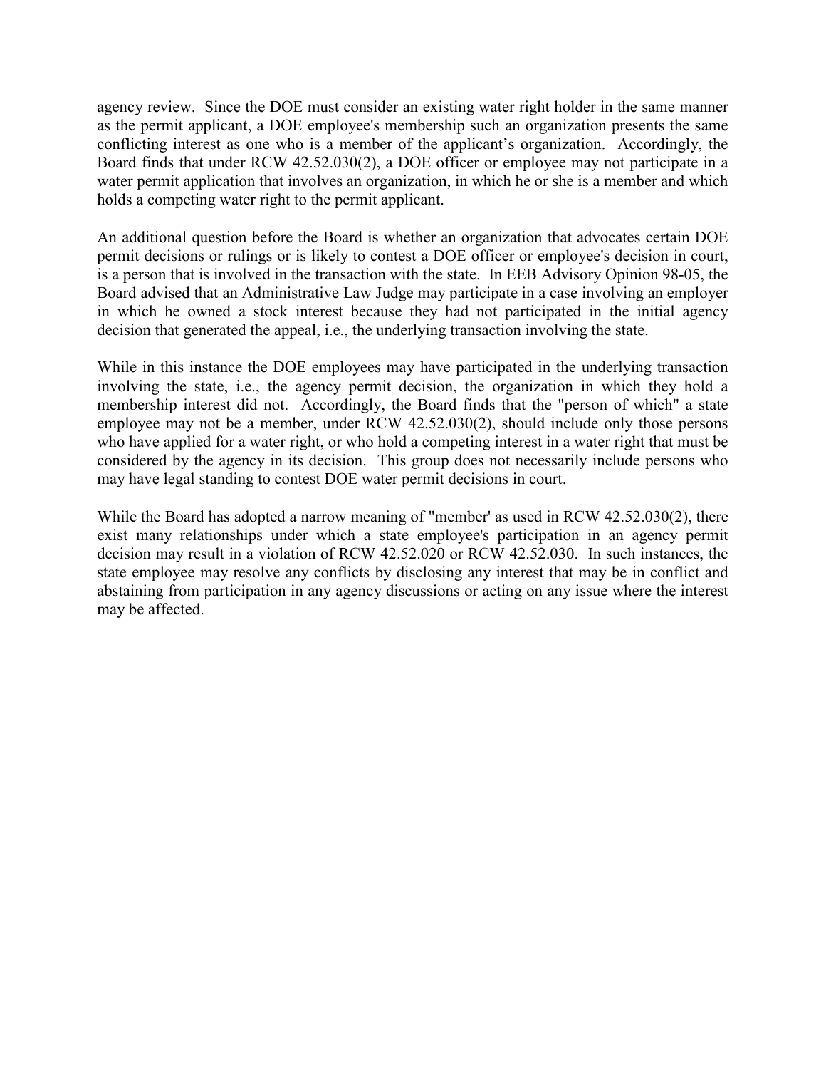agency review. Since the DOE must consider an existing water right holder in the same manner as the permit applicant, a DOE employee's membership such an organization presents the same conflicting interest as one who is a member of the applicant's organization. Accordingly, the Board finds that under RCW 42.52.030(2), a DOE officer or employee may not participate in a water permit application that involves an organization, in which he or she is a member and which holds a competing water right to the permit applicant.

An additional question before the Board is whether an organization that advocates certain DOE permit decisions or rulings or is likely to contest a DOE officer or employee's decision in court, is a person that is involved in the transaction with the state. In EEB Advisory Opinion 98-05, the Board advised that an Administrative Law Judge may participate in a case involving an employer in which he owned a stock interest because they had not participated in the initial agency decision that generated the appeal, i.e., the underlying transaction involving the state.

While in this instance the DOE employees may have participated in the underlying transaction involving the state, i.e., the agency permit decision, the organization in which they hold a membership interest did not. Accordingly, the Board finds that the "person of which" a state employee may not be a member, under RCW 42.52.030(2), should include only those persons who have applied for a water right, or who hold a competing interest in a water right that must be considered by the agency in its decision. This group does not necessarily include persons who may have legal standing to contest DOE water permit decisions in court.

While the Board has adopted a narrow meaning of "member' as used in RCW 42.52.030(2), there exist many relationships under which a state employee's participation in an agency permit decision may result in a violation of RCW 42.52.020 or RCW 42.52.030. In such instances, the state employee may resolve any conflicts by disclosing any interest that may be in conflict and abstaining from participation in any agency discussions or acting on any issue where the interest may be affected.